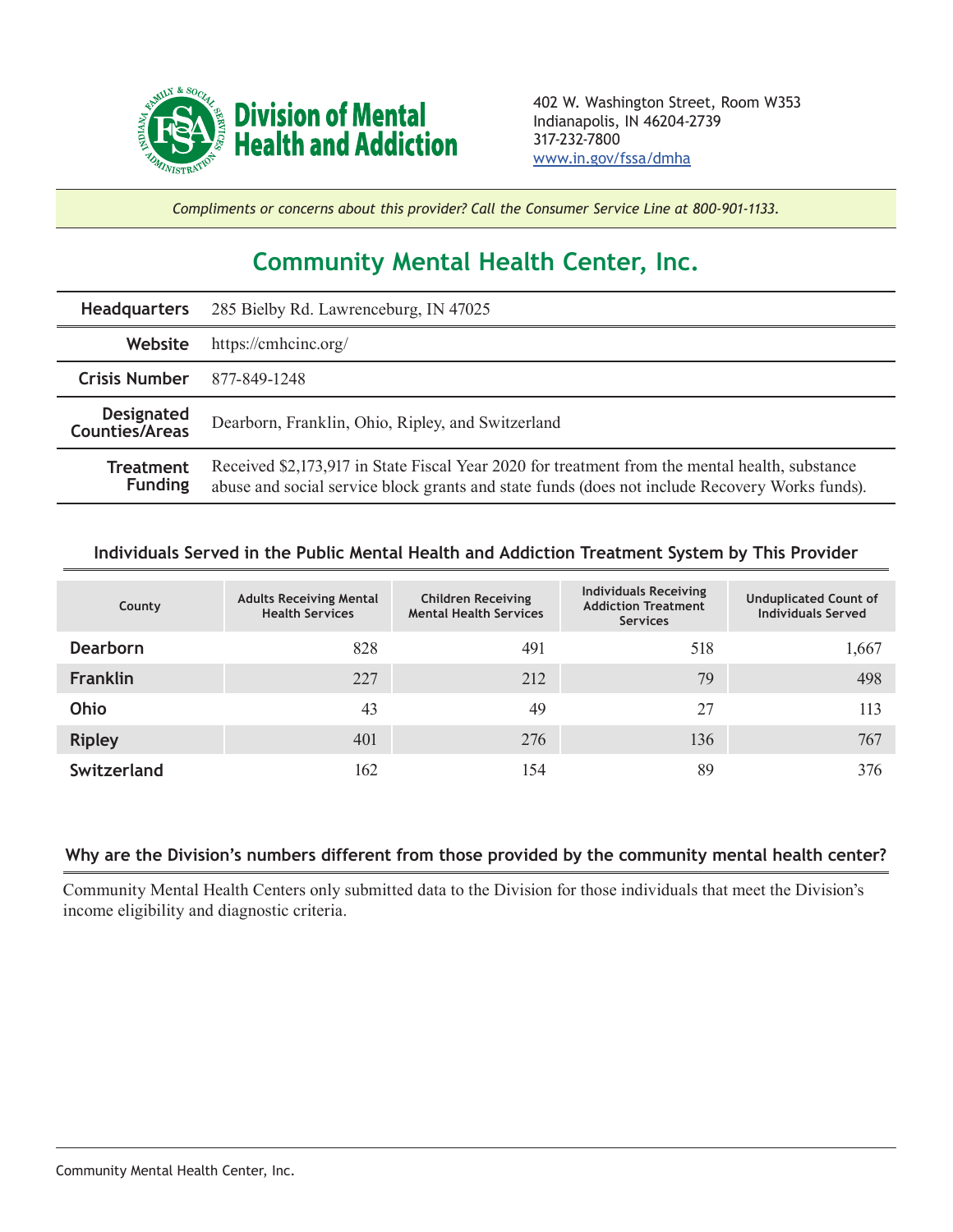**Division of Mental Health and Addiction**

402 W. Washington Street, Room W353
Indianapolis, IN 46204-2739
317-232-7800
www.in.gov/fssa/dmha

*Compliments or concerns about this provider? Call the Consumer Service Line at 800-901-1133.*

# Community Mental Health Center, Inc.

| | |
|---|---|
| **Headquarters** | 285 Bielby Rd. Lawrenceburg, IN 47025 |
| **Website** | https://cmhcinc.org/ |
| **Crisis Number** | 877-849-1248 |
| **Designated Counties/Areas** | Dearborn, Franklin, Ohio, Ripley, and Switzerland |
| **Treatment Funding** | Received $2,173,917 in State Fiscal Year 2020 for treatment from the mental health, substance abuse and social service block grants and state funds (does not include Recovery Works funds). |

## Individuals Served in the Public Mental Health and Addiction Treatment System by This Provider

| County | Adults Receiving Mental Health Services | Children Receiving Mental Health Services | Individuals Receiving Addiction Treatment Services | Unduplicated Count of Individuals Served |
|---|---|---|---|---|
| **Dearborn** | 828 | 491 | 518 | 1,667 |
| **Franklin** | 227 | 212 | 79 | 498 |
| **Ohio** | 43 | 49 | 27 | 113 |
| **Ripley** | 401 | 276 | 136 | 767 |
| **Switzerland** | 162 | 154 | 89 | 376 |

## Why are the Division's numbers different from those provided by the community mental health center?

Community Mental Health Centers only submitted data to the Division for those individuals that meet the Division's income eligibility and diagnostic criteria.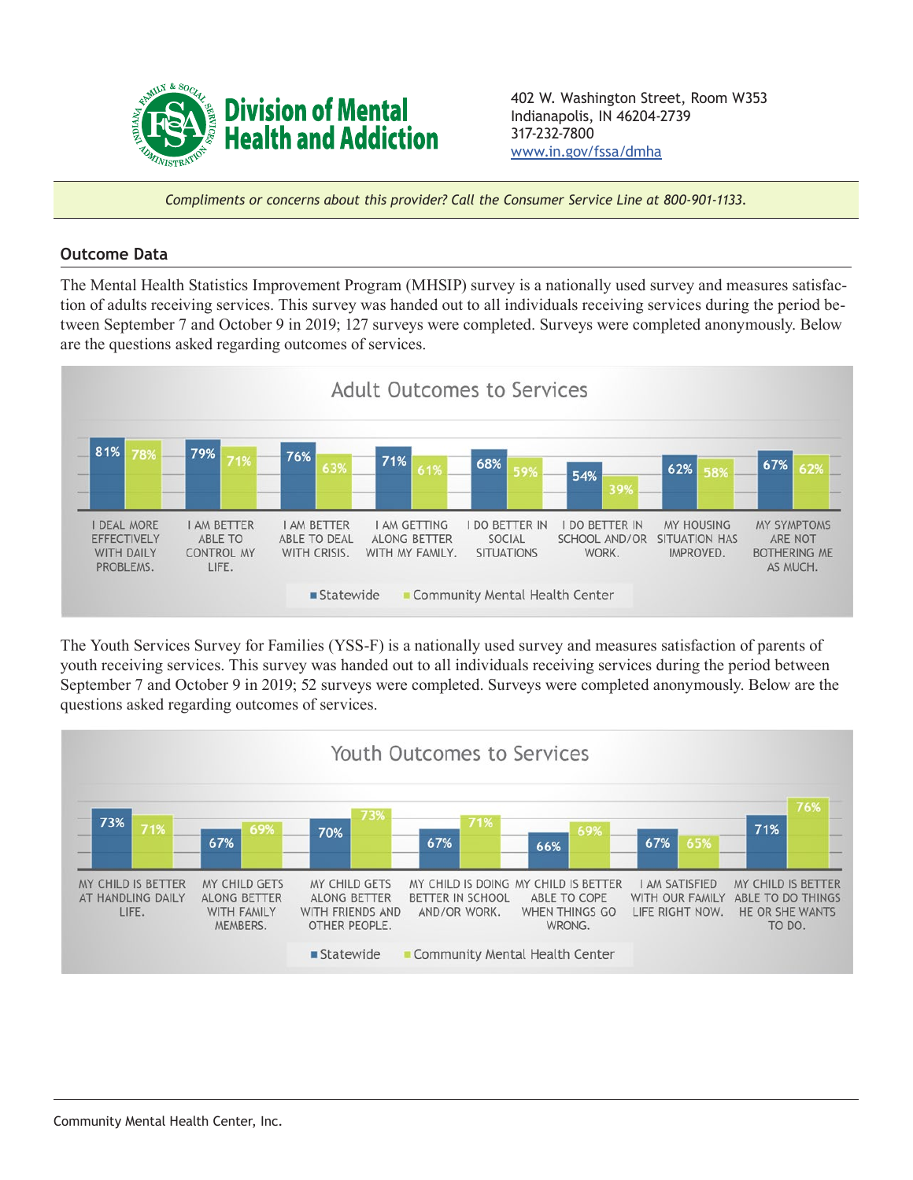Division of Mental Health and Addiction

402 W. Washington Street, Room W353
Indianapolis, IN 46204-2739
317-232-7800
www.in.gov/fssa/dmha

*Compliments or concerns about this provider? Call the Consumer Service Line at 800-901-1133.*

## Outcome Data

The Mental Health Statistics Improvement Program (MHSIP) survey is a nationally used survey and measures satisfaction of adults receiving services. This survey was handed out to all individuals receiving services during the period between September 7 and October 9 in 2019; 127 surveys were completed. Surveys were completed anonymously. Below are the questions asked regarding outcomes of services.

Adult Outcomes to Services

I DEAL MORE EFFECTIVELY WITH DAILY PROBLEMS. 81% 78%
I AM BETTER ABLE TO CONTROL MY LIFE. 79% 71%
I AM BETTER ABLE TO DEAL WITH CRISIS. 76% 63%
I AM GETTING ALONG BETTER WITH MY FAMILY. 71% 61%
I DO BETTER IN SOCIAL SITUATIONS 68% 59%
I DO BETTER IN SCHOOL AND/OR WORK. 54% 39%
MY HOUSING SITUATION HAS IMPROVED. 62% 58%
MY SYMPTOMS ARE NOT BOTHERING ME AS MUCH. 67% 62%

Statewide
Community Mental Health Center

The Youth Services Survey for Families (YSS-F) is a nationally used survey and measures satisfaction of parents of youth receiving services. This survey was handed out to all individuals receiving services during the period between September 7 and October 9 in 2019; 52 surveys were completed. Surveys were completed anonymously. Below are the questions asked regarding outcomes of services.

Youth Outcomes to Services

MY CHILD IS BETTER AT HANDLING DAILY LIFE. 73% 71%
MY CHILD GETS ALONG BETTER WITH FAMILY MEMBERS. 67% 69%
MY CHILD GETS ALONG BETTER WITH FRIENDS AND OTHER PEOPLE. 70% 73%
MY CHILD IS DOING BETTER IN SCHOOL AND/OR WORK. 67% 71%
MY CHILD IS BETTER ABLE TO COPE WHEN THINGS GO WRONG. 66% 69%
I AM SATISFIED WITH OUR FAMILY LIFE RIGHT NOW. 67% 65%
MY CHILD IS BETTER ABLE TO DO THINGS HE OR SHE WANTS TO DO. 71% 76%

Statewide
Community Mental Health Center

Community Mental Health Center, Inc.